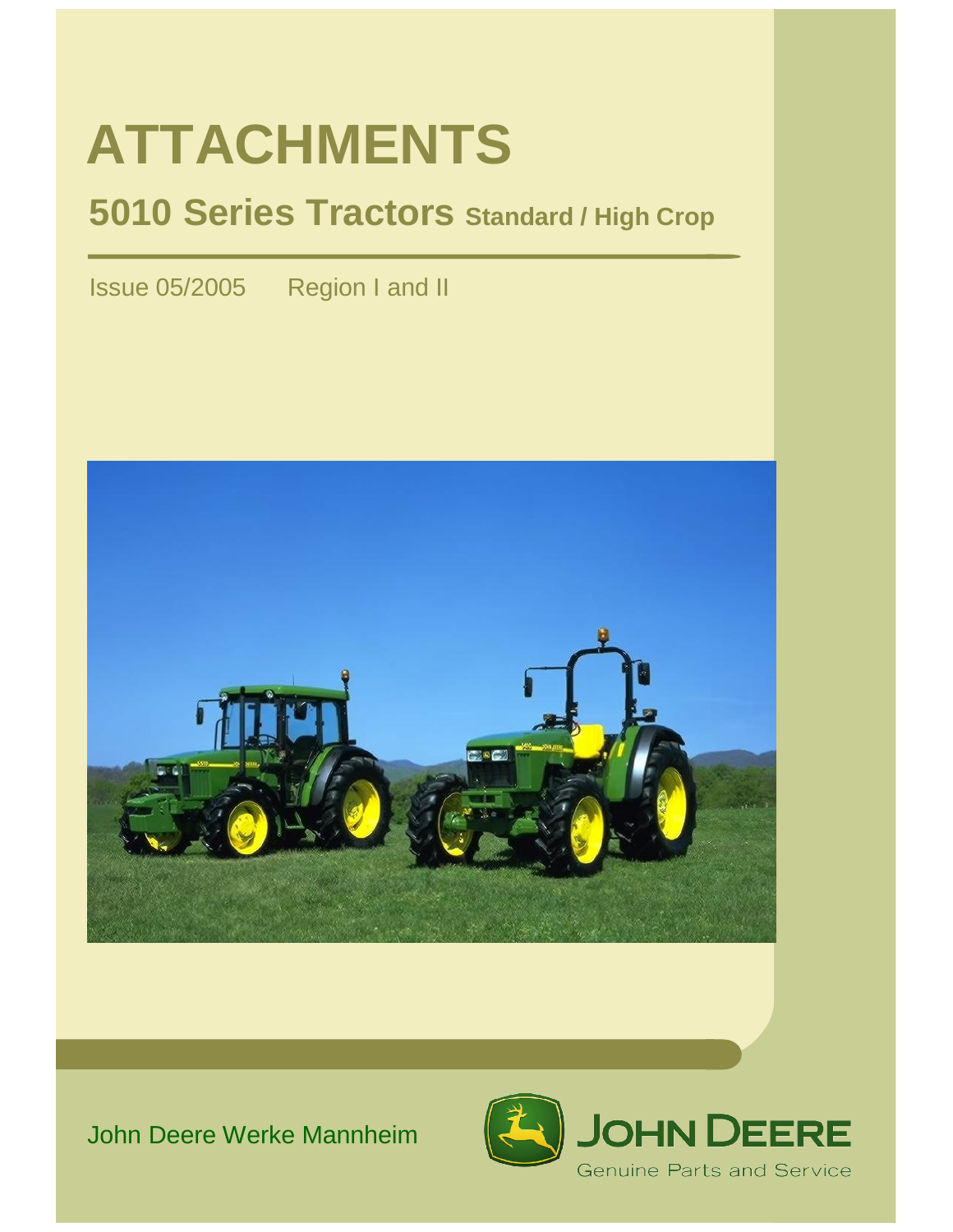# ATTACHMENTS

## 5010 Series Tractors Standard / High Crop

Issue 05/2005 Region I and II

John Deere Werke Mannheim

JOHN DEERE

Genuine Parts and Service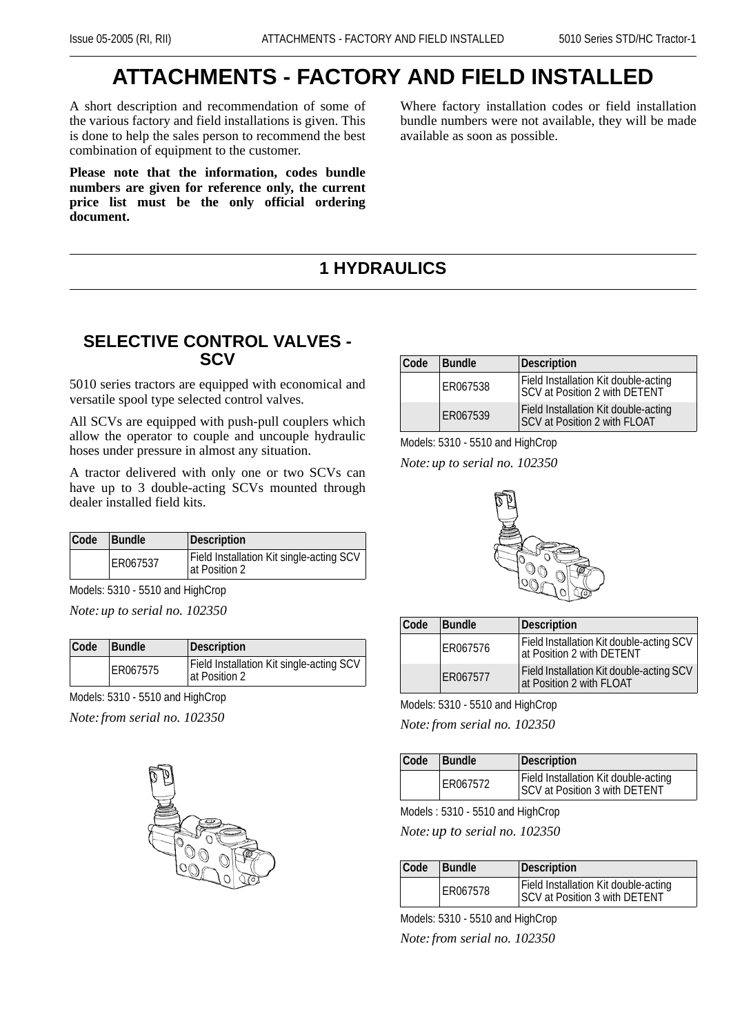# ATTACHMENTS - FACTORY AND FIELD INSTALLED

A short description and recommendation of some of the various factory and field installations is given. This is done to help the sales person to recommend the best combination of equipment to the customer.

**Please note that the information, codes bundle numbers are given for reference only, the current price list must be the only official ordering document.**

Where factory installation codes or field installation bundle numbers were not available, they will be made available as soon as possible.

## 1 HYDRAULICS

### SELECTIVE CONTROL VALVES - SCV

5010 series tractors are equipped with economical and versatile spool type selected control valves.

All SCVs are equipped with push-pull couplers which allow the operator to couple and uncouple hydraulic hoses under pressure in almost any situation.

A tractor delivered with only one or two SCVs can have up to 3 double-acting SCVs mounted through dealer installed field kits.

| Code | Bundle | Description |
|---|---|---|
| | ER067537 | Field Installation Kit single-acting SCV at Position 2 |

Models: 5310 - 5510 and HighCrop

*Note: up to serial no. 102350*

| Code | Bundle | Description |
|---|---|---|
| | ER067575 | Field Installation Kit single-acting SCV at Position 2 |

Models: 5310 - 5510 and HighCrop

*Note: from serial no. 102350*

| Code | Bundle | Description |
|---|---|---|
| | ER067538 | Field Installation Kit double-acting SCV at Position 2 with DETENT |
| | ER067539 | Field Installation Kit double-acting SCV at Position 2 with FLOAT |

Models: 5310 - 5510 and HighCrop

*Note: up to serial no. 102350*

| Code | Bundle | Description |
|---|---|---|
| | ER067576 | Field Installation Kit double-acting SCV at Position 2 with DETENT |
| | ER067577 | Field Installation Kit double-acting SCV at Position 2 with FLOAT |

Models: 5310 - 5510 and HighCrop

*Note: from serial no. 102350*

| Code | Bundle | Description |
|---|---|---|
| | ER067572 | Field Installation Kit double-acting SCV at Position 3 with DETENT |

Models : 5310 - 5510 and HighCrop

*Note: up to serial no. 102350*

| Code | Bundle | Description |
|---|---|---|
| | ER067578 | Field Installation Kit double-acting SCV at Position 3 with DETENT |

Models: 5310 - 5510 and HighCrop

*Note: from serial no. 102350*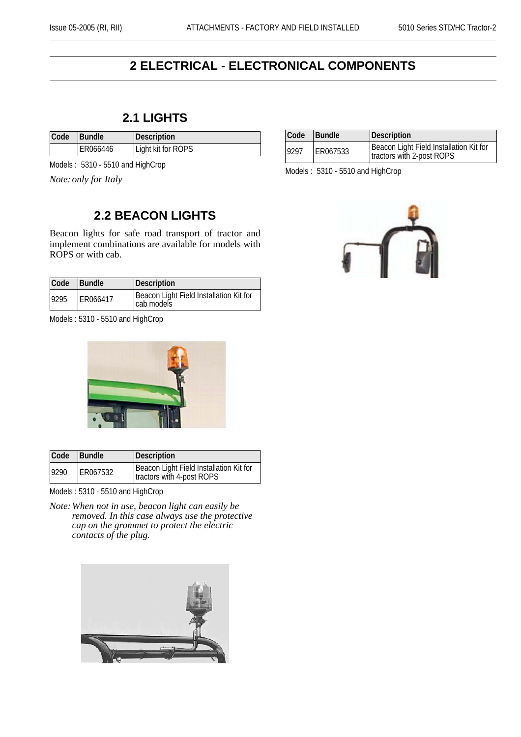# 2 ELECTRICAL - ELECTRONICAL COMPONENTS

## 2.1 LIGHTS

| Code | Bundle | Description |
|---|---|---|
| | ER066446 | Light kit for ROPS |

Models : 5310 - 5510 and HighCrop

*Note: only for Italy*

## 2.2 BEACON LIGHTS

Beacon lights for safe road transport of tractor and implement combinations are available for models with ROPS or with cab.

| Code | Bundle | Description |
|---|---|---|
| 9295 | ER066417 | Beacon Light Field Installation Kit for cab models |

Models : 5310 - 5510 and HighCrop

| Code | Bundle | Description |
|---|---|---|
| 9290 | ER067532 | Beacon Light Field Installation Kit for tractors with 4-post ROPS |

Models : 5310 - 5510 and HighCrop

*Note: When not in use, beacon light can easily be removed. In this case always use the protective cap on the grommet to protect the electric contacts of the plug.*

| Code | Bundle | Description |
|---|---|---|
| 9297 | ER067533 | Beacon Light Field Installation Kit for tractors with 2-post ROPS |

Models : 5310 - 5510 and HighCrop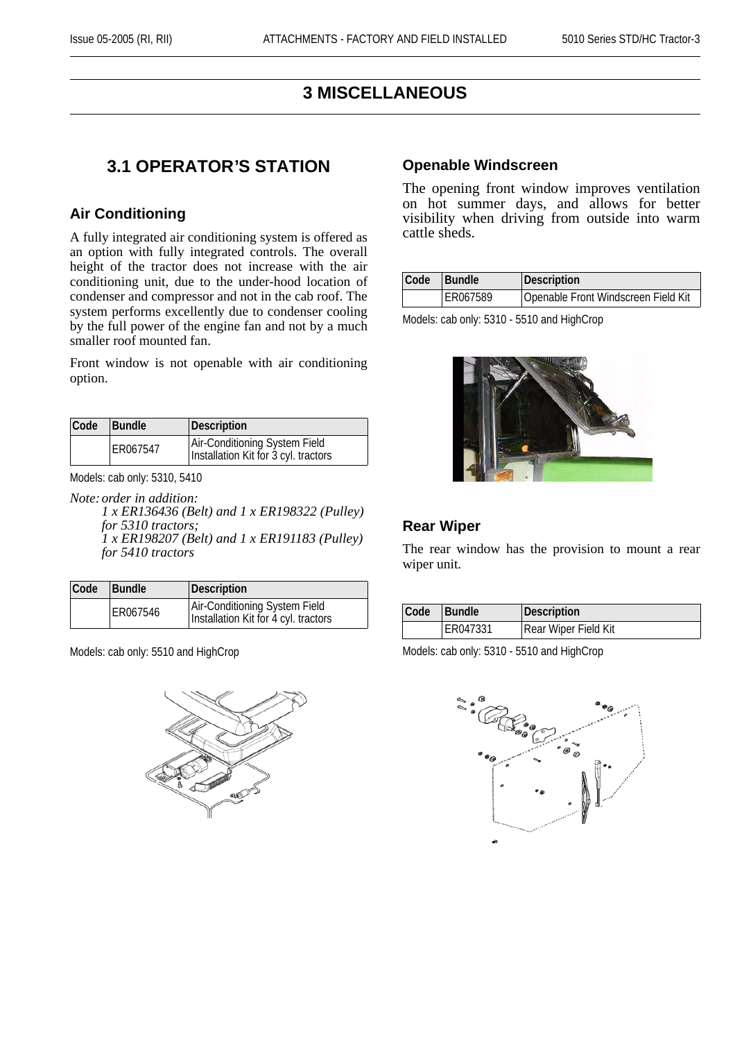# 3 MISCELLANEOUS

## 3.1 OPERATOR'S STATION

### Air Conditioning

A fully integrated air conditioning system is offered as an option with fully integrated controls. The overall height of the tractor does not increase with the air conditioning unit, due to the under-hood location of condenser and compressor and not in the cab roof. The system performs excellently due to condenser cooling by the full power of the engine fan and not by a much smaller roof mounted fan.

Front window is not openable with air conditioning option.

| Code | Bundle | Description |
|---|---|---|
| | ER067547 | Air-Conditioning System Field Installation Kit for 3 cyl. tractors |

Models: cab only: 5310, 5410

*Note: order in addition:*
*1 x ER136436 (Belt) and 1 x ER198322 (Pulley) for 5310 tractors;*
*1 x ER198207 (Belt) and 1 x ER191183 (Pulley) for 5410 tractors*

| Code | Bundle | Description |
|---|---|---|
| | ER067546 | Air-Conditioning System Field Installation Kit for 4 cyl. tractors |

Models: cab only: 5510 and HighCrop

### Openable Windscreen

The opening front window improves ventilation on hot summer days, and allows for better visibility when driving from outside into warm cattle sheds.

| Code | Bundle | Description |
|---|---|---|
| | ER067589 | Openable Front Windscreen Field Kit |

Models: cab only: 5310 - 5510 and HighCrop

### Rear Wiper

The rear window has the provision to mount a rear wiper unit.

| Code | Bundle | Description |
|---|---|---|
| | ER047331 | Rear Wiper Field Kit |

Models: cab only: 5310 - 5510 and HighCrop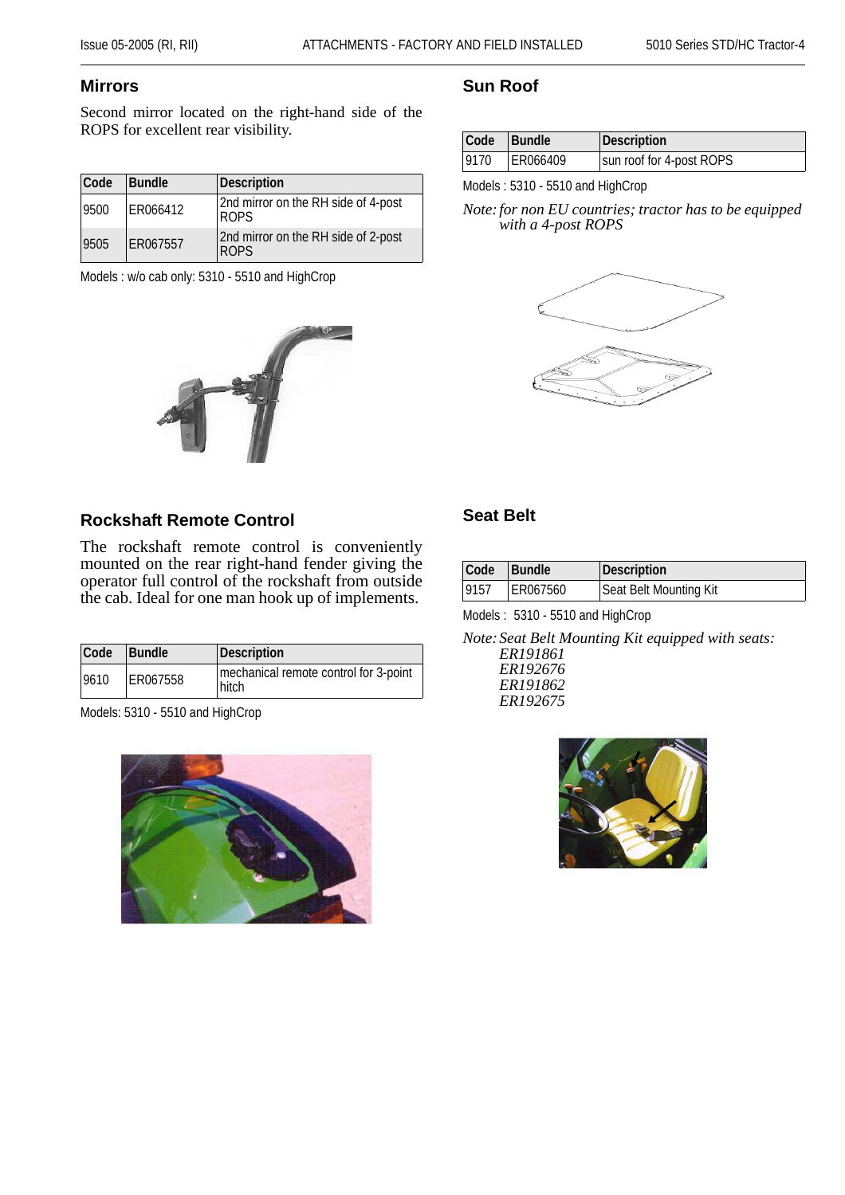## Mirrors

Second mirror located on the right-hand side of the ROPS for excellent rear visibility.

| Code | Bundle | Description |
|---|---|---|
| 9500 | ER066412 | 2nd mirror on the RH side of 4-post ROPS |
| 9505 | ER067557 | 2nd mirror on the RH side of 2-post ROPS |

Models : w/o cab only: 5310 - 5510 and HighCrop

## Rockshaft Remote Control

The rockshaft remote control is conveniently mounted on the rear right-hand fender giving the operator full control of the rockshaft from outside the cab. Ideal for one man hook up of implements.

| Code | Bundle | Description |
|---|---|---|
| 9610 | ER067558 | mechanical remote control for 3-point hitch |

Models: 5310 - 5510 and HighCrop

## Sun Roof

| Code | Bundle | Description |
|---|---|---|
| 9170 | ER066409 | sun roof for 4-post ROPS |

Models : 5310 - 5510 and HighCrop

*Note: for non EU countries; tractor has to be equipped with a 4-post ROPS*

## Seat Belt

| Code | Bundle | Description |
|---|---|---|
| 9157 | ER067560 | Seat Belt Mounting Kit |

Models : 5310 - 5510 and HighCrop

*Note: Seat Belt Mounting Kit equipped with seats:*
*ER191861*
*ER192676*
*ER191862*
*ER192675*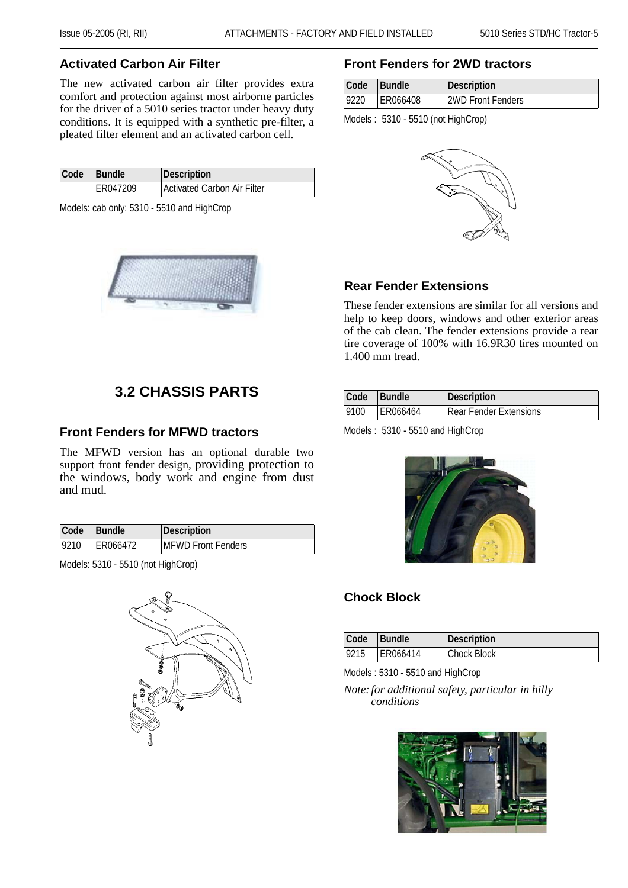## Activated Carbon Air Filter

The new activated carbon air filter provides extra comfort and protection against most airborne particles for the driver of a 5010 series tractor under heavy duty conditions. It is equipped with a synthetic pre-filter, a pleated filter element and an activated carbon cell.

| Code | Bundle | Description |
|---|---|---|
| | ER047209 | Activated Carbon Air Filter |

Models: cab only: 5310 - 5510 and HighCrop

# 3.2 CHASSIS PARTS

## Front Fenders for MFWD tractors

The MFWD version has an optional durable two support front fender design, providing protection to the windows, body work and engine from dust and mud.

| Code | Bundle | Description |
|---|---|---|
| 9210 | ER066472 | MFWD Front Fenders |

Models: 5310 - 5510 (not HighCrop)

## Front Fenders for 2WD tractors

| Code | Bundle | Description |
|---|---|---|
| 9220 | ER066408 | 2WD Front Fenders |

Models : 5310 - 5510 (not HighCrop)

## Rear Fender Extensions

These fender extensions are similar for all versions and help to keep doors, windows and other exterior areas of the cab clean. The fender extensions provide a rear tire coverage of 100% with 16.9R30 tires mounted on 1.400 mm tread.

| Code | Bundle | Description |
|---|---|---|
| 9100 | ER066464 | Rear Fender Extensions |

Models : 5310 - 5510 and HighCrop

## Chock Block

| Code | Bundle | Description |
|---|---|---|
| 9215 | ER066414 | Chock Block |

Models : 5310 - 5510 and HighCrop

*Note: for additional safety, particular in hilly conditions*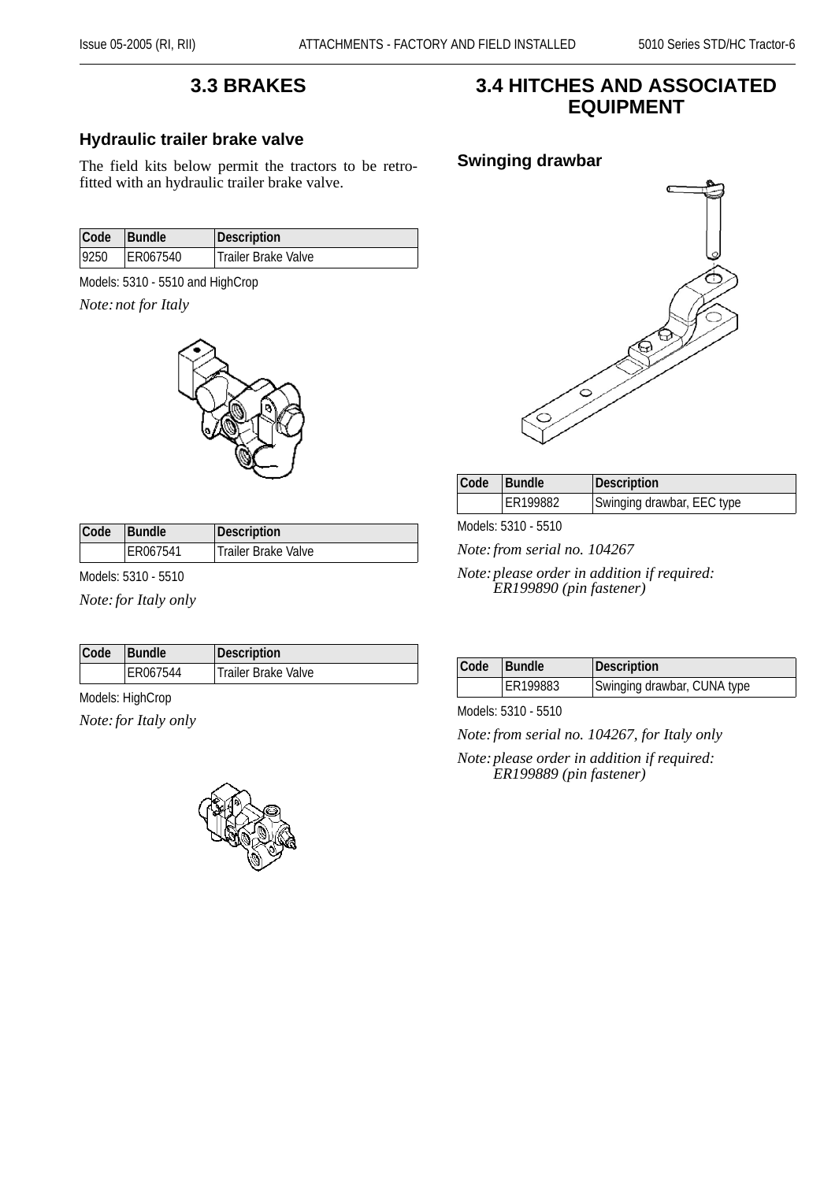## 3.3 BRAKES

### Hydraulic trailer brake valve

The field kits below permit the tractors to be retro-fitted with an hydraulic trailer brake valve.

| Code | Bundle | Description |
|---|---|---|
| 9250 | ER067540 | Trailer Brake Valve |

Models: 5310 - 5510 and HighCrop

*Note: not for Italy*

| Code | Bundle | Description |
|---|---|---|
| | ER067541 | Trailer Brake Valve |

Models: 5310 - 5510

*Note: for Italy only*

| Code | Bundle | Description |
|---|---|---|
| | ER067544 | Trailer Brake Valve |

Models: HighCrop

*Note: for Italy only*

## 3.4 HITCHES AND ASSOCIATED EQUIPMENT

### Swinging drawbar

| Code | Bundle | Description |
|---|---|---|
| | ER199882 | Swinging drawbar, EEC type |

Models: 5310 - 5510

*Note: from serial no. 104267*

*Note: please order in addition if required: ER199890 (pin fastener)*

| Code | Bundle | Description |
|---|---|---|
| | ER199883 | Swinging drawbar, CUNA type |

Models: 5310 - 5510

*Note: from serial no. 104267, for Italy only*

*Note: please order in addition if required: ER199889 (pin fastener)*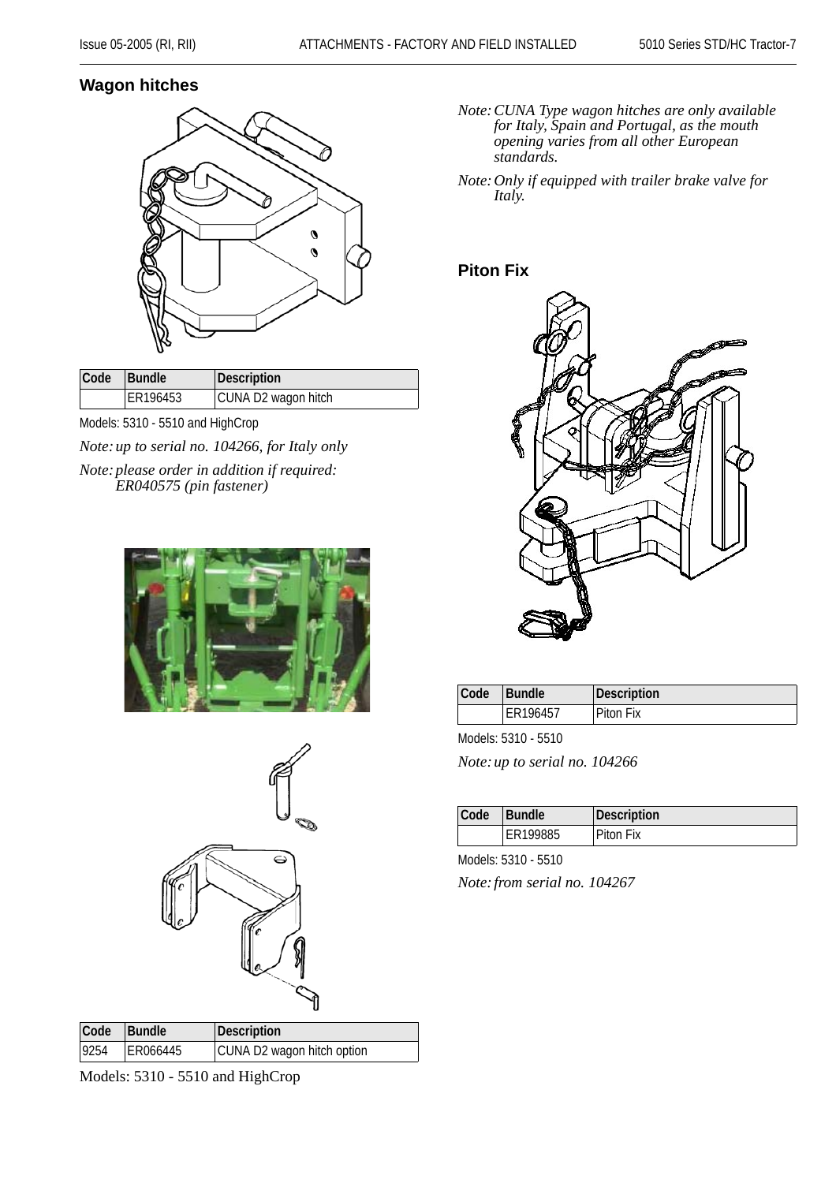## Wagon hitches

| Code | Bundle | Description |
|---|---|---|
| | ER196453 | CUNA D2 wagon hitch |

Models: 5310 - 5510 and HighCrop

*Note: up to serial no. 104266, for Italy only*

*Note: please order in addition if required: ER040575 (pin fastener)*

| Code | Bundle | Description |
|---|---|---|
| 9254 | ER066445 | CUNA D2 wagon hitch option |

Models: 5310 - 5510 and HighCrop

*Note: CUNA Type wagon hitches are only available for Italy, Spain and Portugal, as the mouth opening varies from all other European standards.*

*Note: Only if equipped with trailer brake valve for Italy.*

## Piton Fix

| Code | Bundle | Description |
|---|---|---|
| | ER196457 | Piton Fix |

Models: 5310 - 5510

*Note: up to serial no. 104266*

| Code | Bundle | Description |
|---|---|---|
| | ER199885 | Piton Fix |

Models: 5310 - 5510

*Note: from serial no. 104267*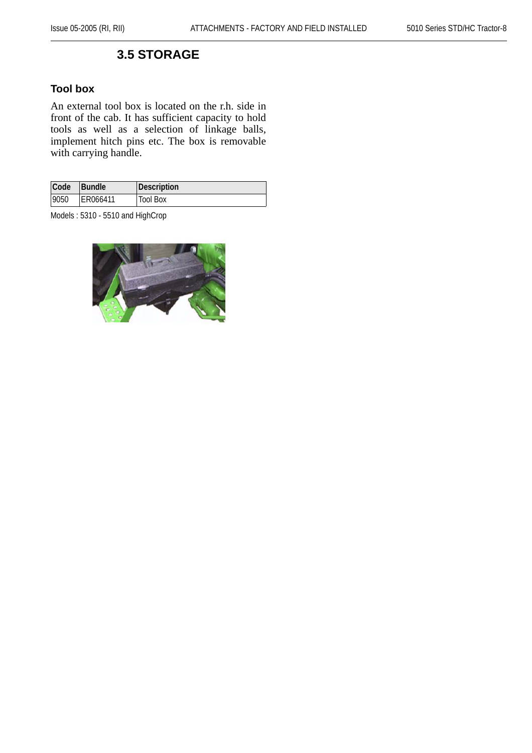## 3.5 STORAGE

### Tool box

An external tool box is located on the r.h. side in front of the cab. It has sufficient capacity to hold tools as well as a selection of linkage balls, implement hitch pins etc. The box is removable with carrying handle.

| Code | Bundle | Description |
|---|---|---|
| 9050 | ER066411 | Tool Box |

Models : 5310 - 5510 and HighCrop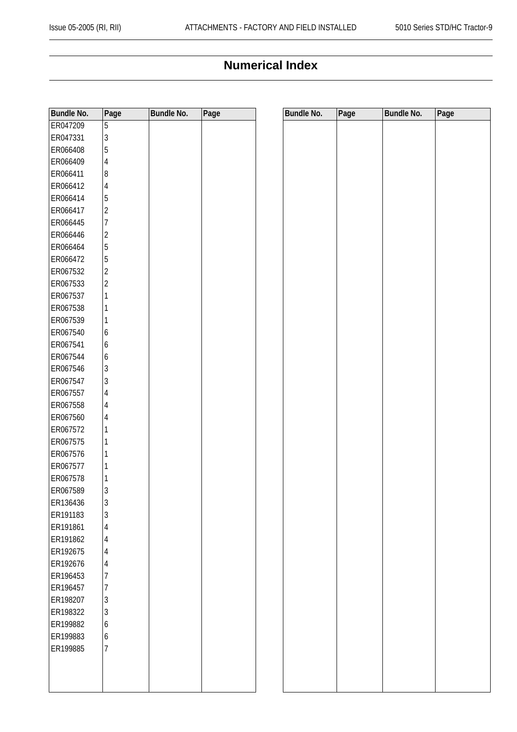## Numerical Index

| Bundle No. | Page | Bundle No. | Page | Bundle No. | Page | Bundle No. | Page |
|---|---|---|---|---|---|---|---|
| ER047209 | 5 | | | | | | |
| ER047331 | 3 | | | | | | |
| ER066408 | 5 | | | | | | |
| ER066409 | 4 | | | | | | |
| ER066411 | 8 | | | | | | |
| ER066412 | 4 | | | | | | |
| ER066414 | 5 | | | | | | |
| ER066417 | 2 | | | | | | |
| ER066445 | 7 | | | | | | |
| ER066446 | 2 | | | | | | |
| ER066464 | 5 | | | | | | |
| ER066472 | 5 | | | | | | |
| ER067532 | 2 | | | | | | |
| ER067533 | 2 | | | | | | |
| ER067537 | 1 | | | | | | |
| ER067538 | 1 | | | | | | |
| ER067539 | 1 | | | | | | |
| ER067540 | 6 | | | | | | |
| ER067541 | 6 | | | | | | |
| ER067544 | 6 | | | | | | |
| ER067546 | 3 | | | | | | |
| ER067547 | 3 | | | | | | |
| ER067557 | 4 | | | | | | |
| ER067558 | 4 | | | | | | |
| ER067560 | 4 | | | | | | |
| ER067572 | 1 | | | | | | |
| ER067575 | 1 | | | | | | |
| ER067576 | 1 | | | | | | |
| ER067577 | 1 | | | | | | |
| ER067578 | 1 | | | | | | |
| ER067589 | 3 | | | | | | |
| ER136436 | 3 | | | | | | |
| ER191183 | 3 | | | | | | |
| ER191861 | 4 | | | | | | |
| ER191862 | 4 | | | | | | |
| ER192675 | 4 | | | | | | |
| ER192676 | 4 | | | | | | |
| ER196453 | 7 | | | | | | |
| ER196457 | 7 | | | | | | |
| ER198207 | 3 | | | | | | |
| ER198322 | 3 | | | | | | |
| ER199882 | 6 | | | | | | |
| ER199883 | 6 | | | | | | |
| ER199885 | 7 | | | | | | |